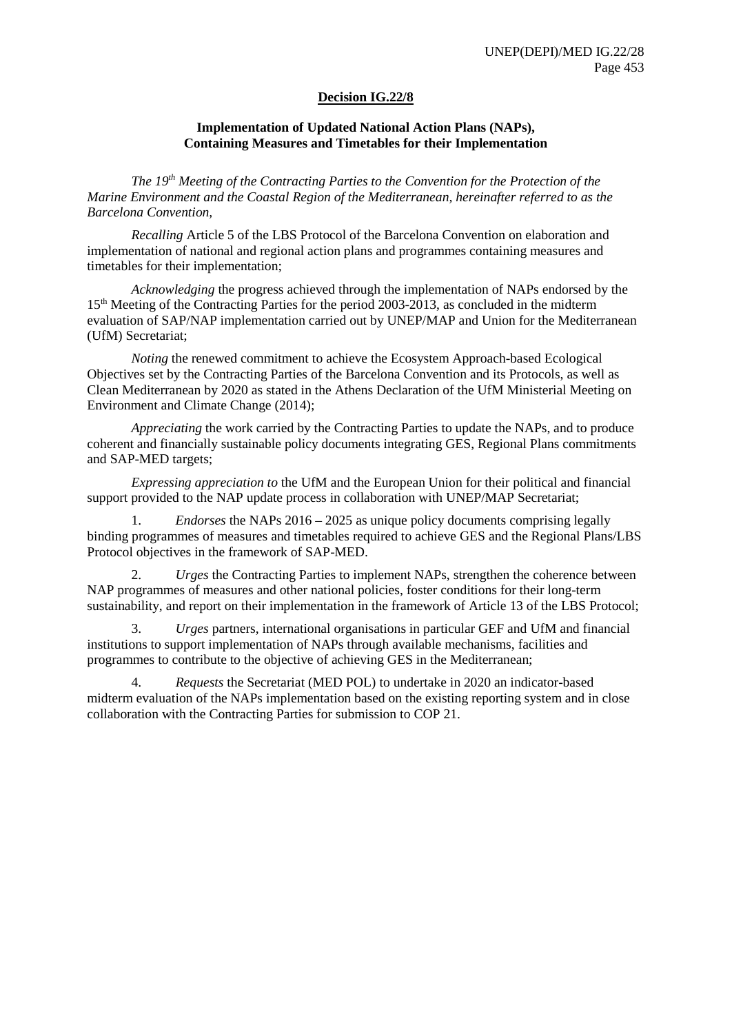**Decision IG.22/8**

**Implementation of Updated National Action Plans (NAPs), Containing Measures and Timetables for their Implementation**

*The 19th Meeting of the Contracting Parties to the Convention for the Protection of the Marine Environment and the Coastal Region of the Mediterranean, hereinafter referred to as the Barcelona Convention,*

*Recalling* Article 5 of the LBS Protocol of the Barcelona Convention on elaboration and implementation of national and regional action plans and programmes containing measures and timetables for their implementation;

*Acknowledging* the progress achieved through the implementation of NAPs endorsed by the 15th Meeting of the Contracting Parties for the period 2003-2013, as concluded in the midterm evaluation of SAP/NAP implementation carried out by UNEP/MAP and Union for the Mediterranean (UfM) Secretariat;

*Noting* the renewed commitment to achieve the Ecosystem Approach-based Ecological Objectives set by the Contracting Parties of the Barcelona Convention and its Protocols, as well as Clean Mediterranean by 2020 as stated in the Athens Declaration of the UfM Ministerial Meeting on Environment and Climate Change (2014);

*Appreciating* the work carried by the Contracting Parties to update the NAPs, and to produce coherent and financially sustainable policy documents integrating GES, Regional Plans commitments and SAP-MED targets;

*Expressing appreciation to* the UfM and the European Union for their political and financial support provided to the NAP update process in collaboration with UNEP/MAP Secretariat;

1. *Endorses* the NAPs 2016 – 2025 as unique policy documents comprising legally binding programmes of measures and timetables required to achieve GES and the Regional Plans/LBS Protocol objectives in the framework of SAP-MED.

2. *Urges* the Contracting Parties to implement NAPs, strengthen the coherence between NAP programmes of measures and other national policies, foster conditions for their long-term sustainability, and report on their implementation in the framework of Article 13 of the LBS Protocol;

3. *Urges* partners, international organisations in particular GEF and UfM and financial institutions to support implementation of NAPs through available mechanisms, facilities and programmes to contribute to the objective of achieving GES in the Mediterranean;

4. *Requests* the Secretariat (MED POL) to undertake in 2020 an indicator-based midterm evaluation of the NAPs implementation based on the existing reporting system and in close collaboration with the Contracting Parties for submission to COP 21.